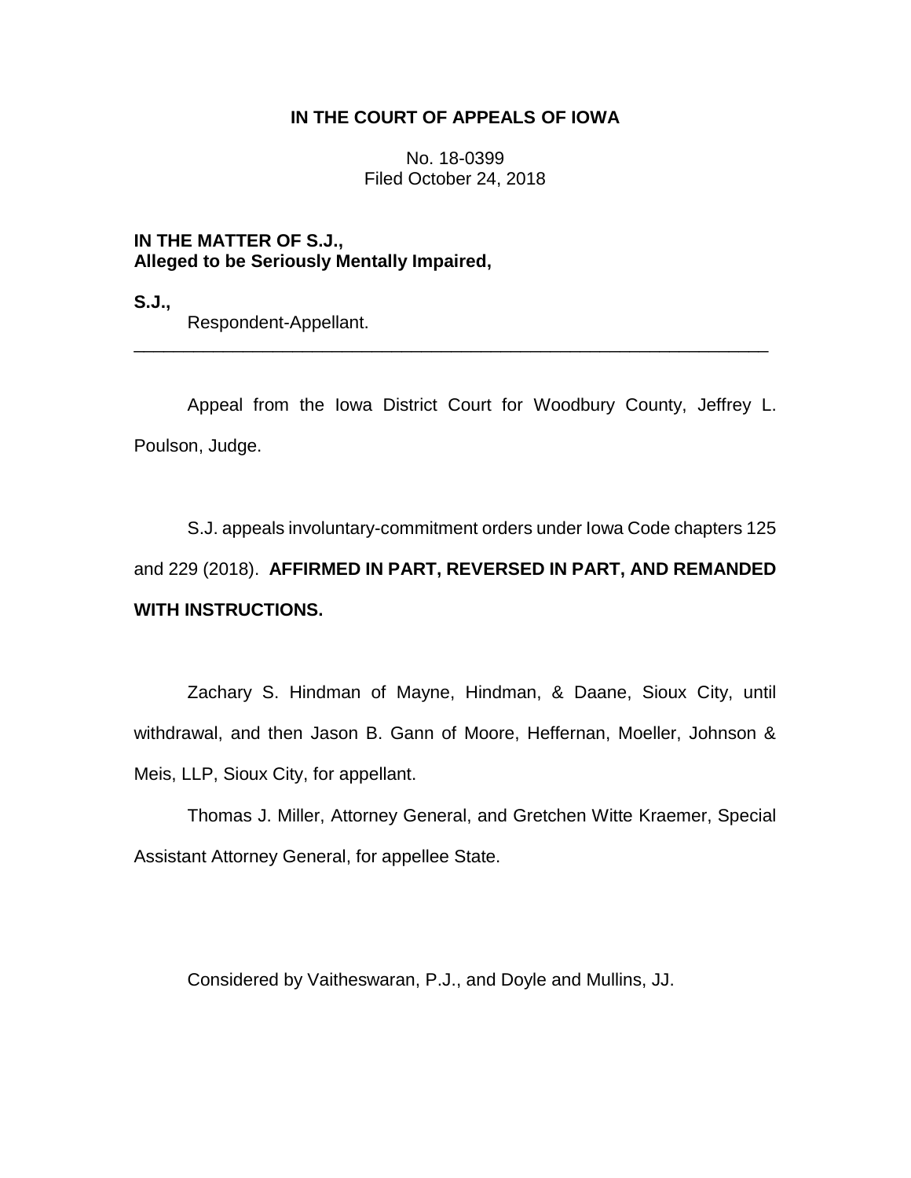**IN THE COURT OF APPEALS OF IOWA**

No. 18-0399
Filed October 24, 2018

**IN THE MATTER OF S.J.,**
**Alleged to be Seriously Mentally Impaired,**

**S.J.,**
Respondent-Appellant.

---

Appeal from the Iowa District Court for Woodbury County, Jeffrey L. Poulson, Judge.

S.J. appeals involuntary-commitment orders under Iowa Code chapters 125 and 229 (2018). **AFFIRMED IN PART, REVERSED IN PART, AND REMANDED WITH INSTRUCTIONS.**

Zachary S. Hindman of Mayne, Hindman, & Daane, Sioux City, until withdrawal, and then Jason B. Gann of Moore, Heffernan, Moeller, Johnson & Meis, LLP, Sioux City, for appellant.

Thomas J. Miller, Attorney General, and Gretchen Witte Kraemer, Special Assistant Attorney General, for appellee State.

Considered by Vaitheswaran, P.J., and Doyle and Mullins, JJ.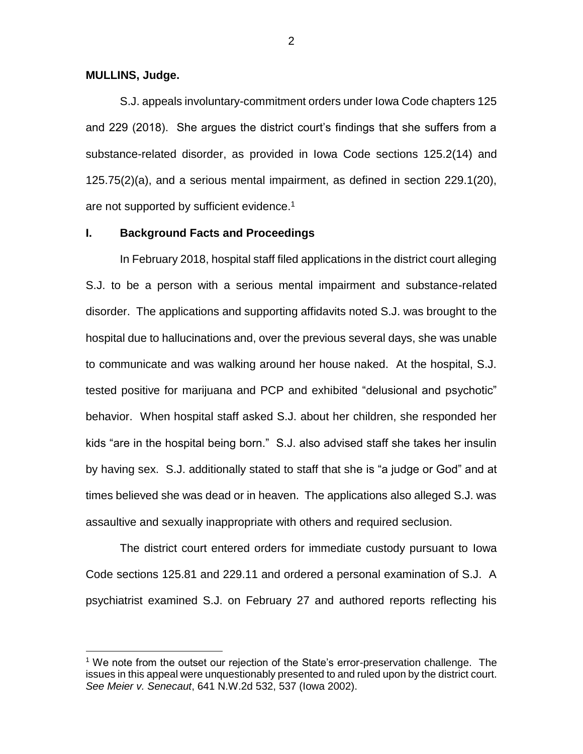**MULLINS, Judge.**

S.J. appeals involuntary-commitment orders under Iowa Code chapters 125 and 229 (2018). She argues the district court's findings that she suffers from a substance-related disorder, as provided in Iowa Code sections 125.2(14) and 125.75(2)(a), and a serious mental impairment, as defined in section 229.1(20), are not supported by sufficient evidence.[1]

## I. Background Facts and Proceedings

In February 2018, hospital staff filed applications in the district court alleging S.J. to be a person with a serious mental impairment and substance-related disorder. The applications and supporting affidavits noted S.J. was brought to the hospital due to hallucinations and, over the previous several days, she was unable to communicate and was walking around her house naked. At the hospital, S.J. tested positive for marijuana and PCP and exhibited "delusional and psychotic" behavior. When hospital staff asked S.J. about her children, she responded her kids "are in the hospital being born." S.J. also advised staff she takes her insulin by having sex. S.J. additionally stated to staff that she is "a judge or God" and at times believed she was dead or in heaven. The applications also alleged S.J. was assaultive and sexually inappropriate with others and required seclusion.

The district court entered orders for immediate custody pursuant to Iowa Code sections 125.81 and 229.11 and ordered a personal examination of S.J. A psychiatrist examined S.J. on February 27 and authored reports reflecting his

[1] We note from the outset our rejection of the State's error-preservation challenge. The issues in this appeal were unquestionably presented to and ruled upon by the district court. *See Meier v. Senecaut*, 641 N.W.2d 532, 537 (Iowa 2002).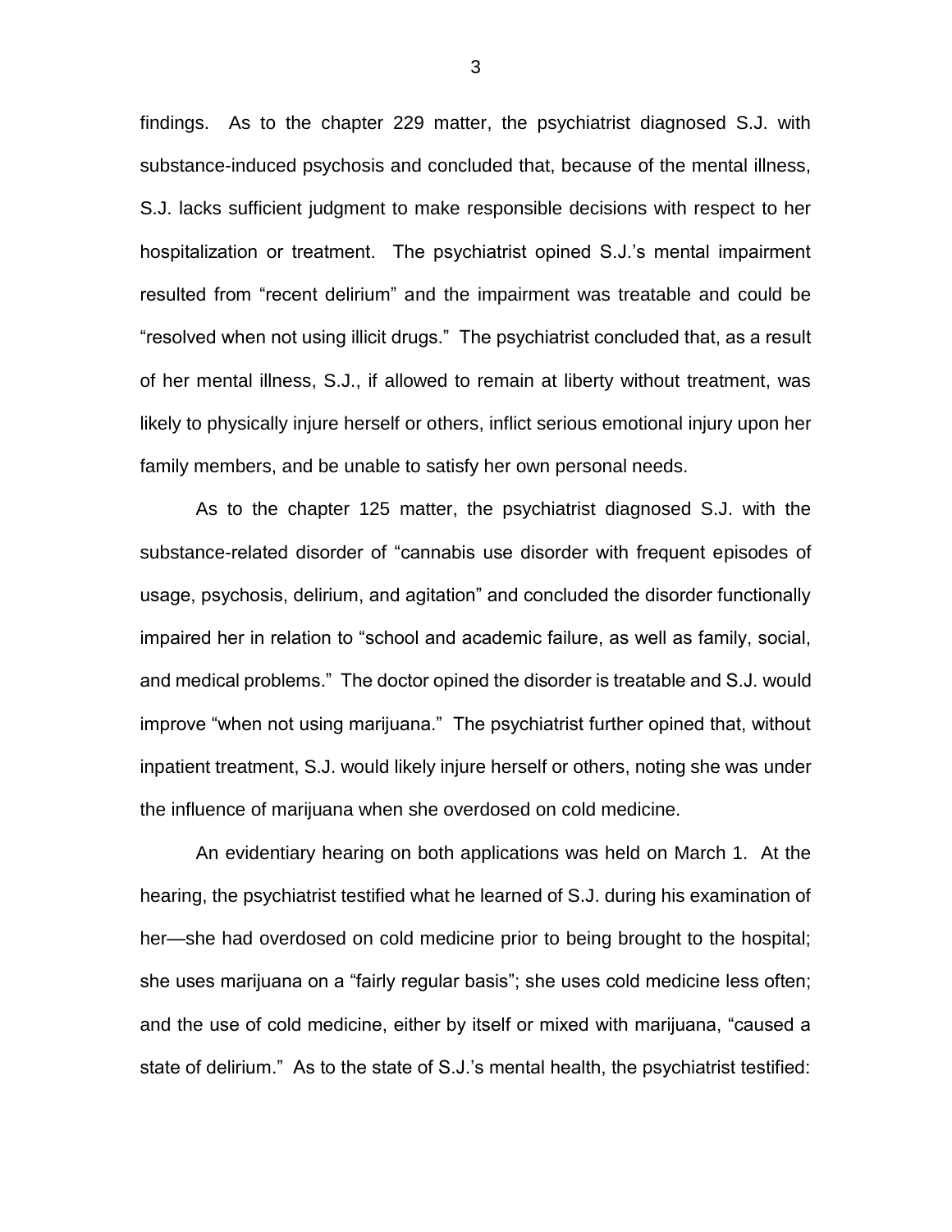findings. As to the chapter 229 matter, the psychiatrist diagnosed S.J. with substance-induced psychosis and concluded that, because of the mental illness, S.J. lacks sufficient judgment to make responsible decisions with respect to her hospitalization or treatment. The psychiatrist opined S.J.'s mental impairment resulted from "recent delirium" and the impairment was treatable and could be "resolved when not using illicit drugs." The psychiatrist concluded that, as a result of her mental illness, S.J., if allowed to remain at liberty without treatment, was likely to physically injure herself or others, inflict serious emotional injury upon her family members, and be unable to satisfy her own personal needs.

As to the chapter 125 matter, the psychiatrist diagnosed S.J. with the substance-related disorder of "cannabis use disorder with frequent episodes of usage, psychosis, delirium, and agitation" and concluded the disorder functionally impaired her in relation to "school and academic failure, as well as family, social, and medical problems." The doctor opined the disorder is treatable and S.J. would improve "when not using marijuana." The psychiatrist further opined that, without inpatient treatment, S.J. would likely injure herself or others, noting she was under the influence of marijuana when she overdosed on cold medicine.

An evidentiary hearing on both applications was held on March 1. At the hearing, the psychiatrist testified what he learned of S.J. during his examination of her—she had overdosed on cold medicine prior to being brought to the hospital; she uses marijuana on a "fairly regular basis"; she uses cold medicine less often; and the use of cold medicine, either by itself or mixed with marijuana, "caused a state of delirium." As to the state of S.J.'s mental health, the psychiatrist testified: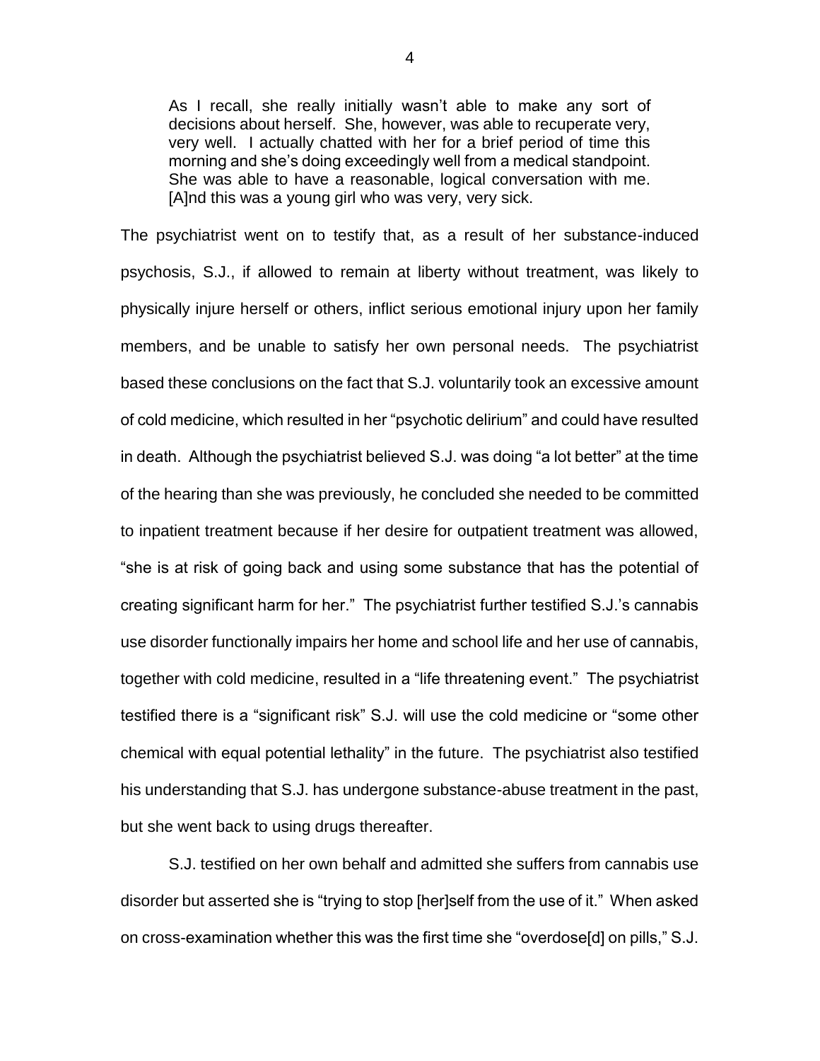> As I recall, she really initially wasn't able to make any sort of decisions about herself. She, however, was able to recuperate very, very well. I actually chatted with her for a brief period of time this morning and she's doing exceedingly well from a medical standpoint. She was able to have a reasonable, logical conversation with me. [A]nd this was a young girl who was very, very sick.

The psychiatrist went on to testify that, as a result of her substance-induced psychosis, S.J., if allowed to remain at liberty without treatment, was likely to physically injure herself or others, inflict serious emotional injury upon her family members, and be unable to satisfy her own personal needs. The psychiatrist based these conclusions on the fact that S.J. voluntarily took an excessive amount of cold medicine, which resulted in her "psychotic delirium" and could have resulted in death. Although the psychiatrist believed S.J. was doing "a lot better" at the time of the hearing than she was previously, he concluded she needed to be committed to inpatient treatment because if her desire for outpatient treatment was allowed, "she is at risk of going back and using some substance that has the potential of creating significant harm for her." The psychiatrist further testified S.J.'s cannabis use disorder functionally impairs her home and school life and her use of cannabis, together with cold medicine, resulted in a "life threatening event." The psychiatrist testified there is a "significant risk" S.J. will use the cold medicine or "some other chemical with equal potential lethality" in the future. The psychiatrist also testified his understanding that S.J. has undergone substance-abuse treatment in the past, but she went back to using drugs thereafter.

S.J. testified on her own behalf and admitted she suffers from cannabis use disorder but asserted she is "trying to stop [her]self from the use of it." When asked on cross-examination whether this was the first time she "overdose[d] on pills," S.J.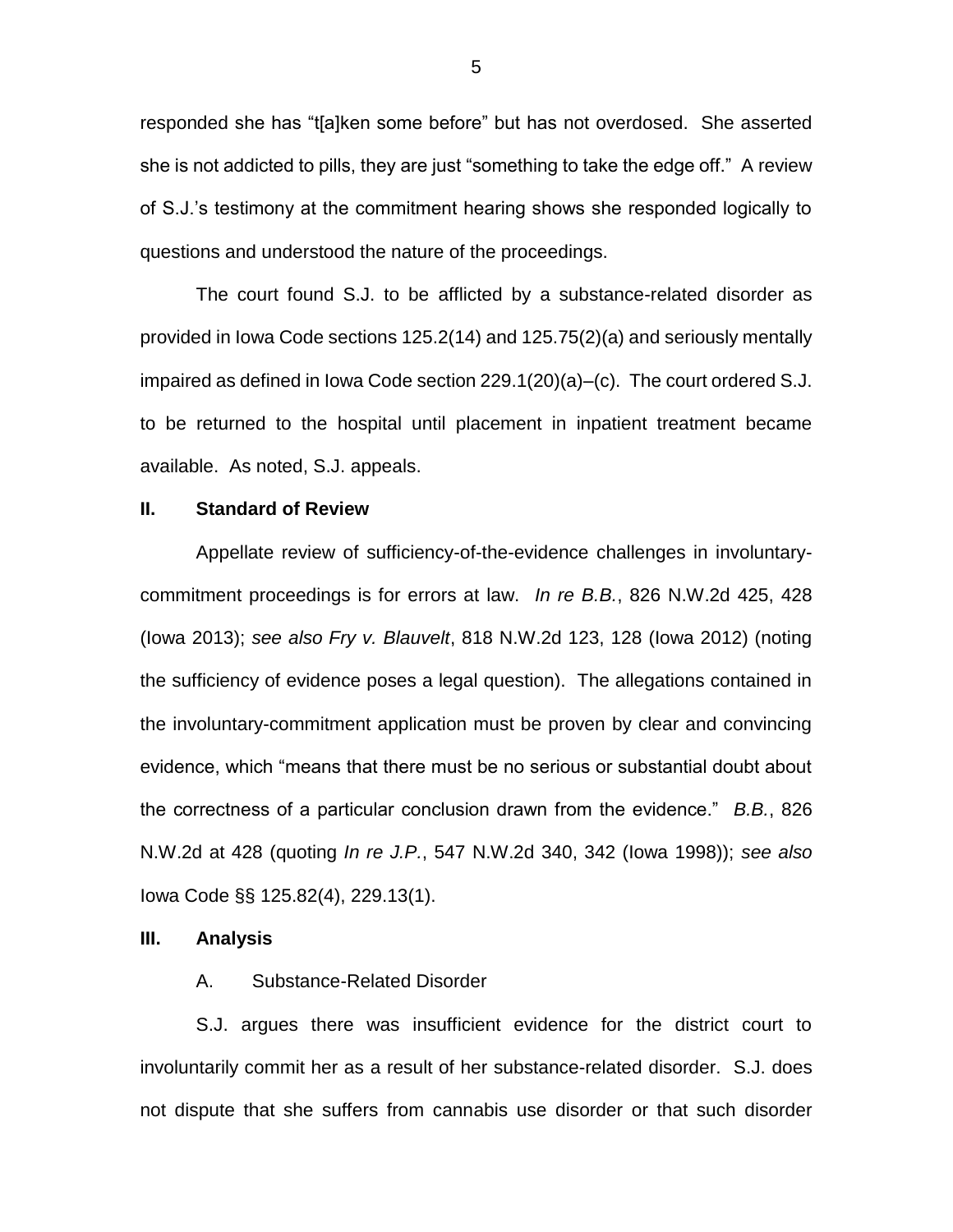responded she has "t[a]ken some before" but has not overdosed. She asserted she is not addicted to pills, they are just "something to take the edge off." A review of S.J.'s testimony at the commitment hearing shows she responded logically to questions and understood the nature of the proceedings.

The court found S.J. to be afflicted by a substance-related disorder as provided in Iowa Code sections 125.2(14) and 125.75(2)(a) and seriously mentally impaired as defined in Iowa Code section 229.1(20)(a)–(c). The court ordered S.J. to be returned to the hospital until placement in inpatient treatment became available. As noted, S.J. appeals.

## II. Standard of Review

Appellate review of sufficiency-of-the-evidence challenges in involuntary-commitment proceedings is for errors at law. *In re B.B.*, 826 N.W.2d 425, 428 (Iowa 2013); *see also Fry v. Blauvelt*, 818 N.W.2d 123, 128 (Iowa 2012) (noting the sufficiency of evidence poses a legal question). The allegations contained in the involuntary-commitment application must be proven by clear and convincing evidence, which "means that there must be no serious or substantial doubt about the correctness of a particular conclusion drawn from the evidence." *B.B.*, 826 N.W.2d at 428 (quoting *In re J.P.*, 547 N.W.2d 340, 342 (Iowa 1998)); *see also* Iowa Code §§ 125.82(4), 229.13(1).

## III. Analysis

### A. Substance-Related Disorder

S.J. argues there was insufficient evidence for the district court to involuntarily commit her as a result of her substance-related disorder. S.J. does not dispute that she suffers from cannabis use disorder or that such disorder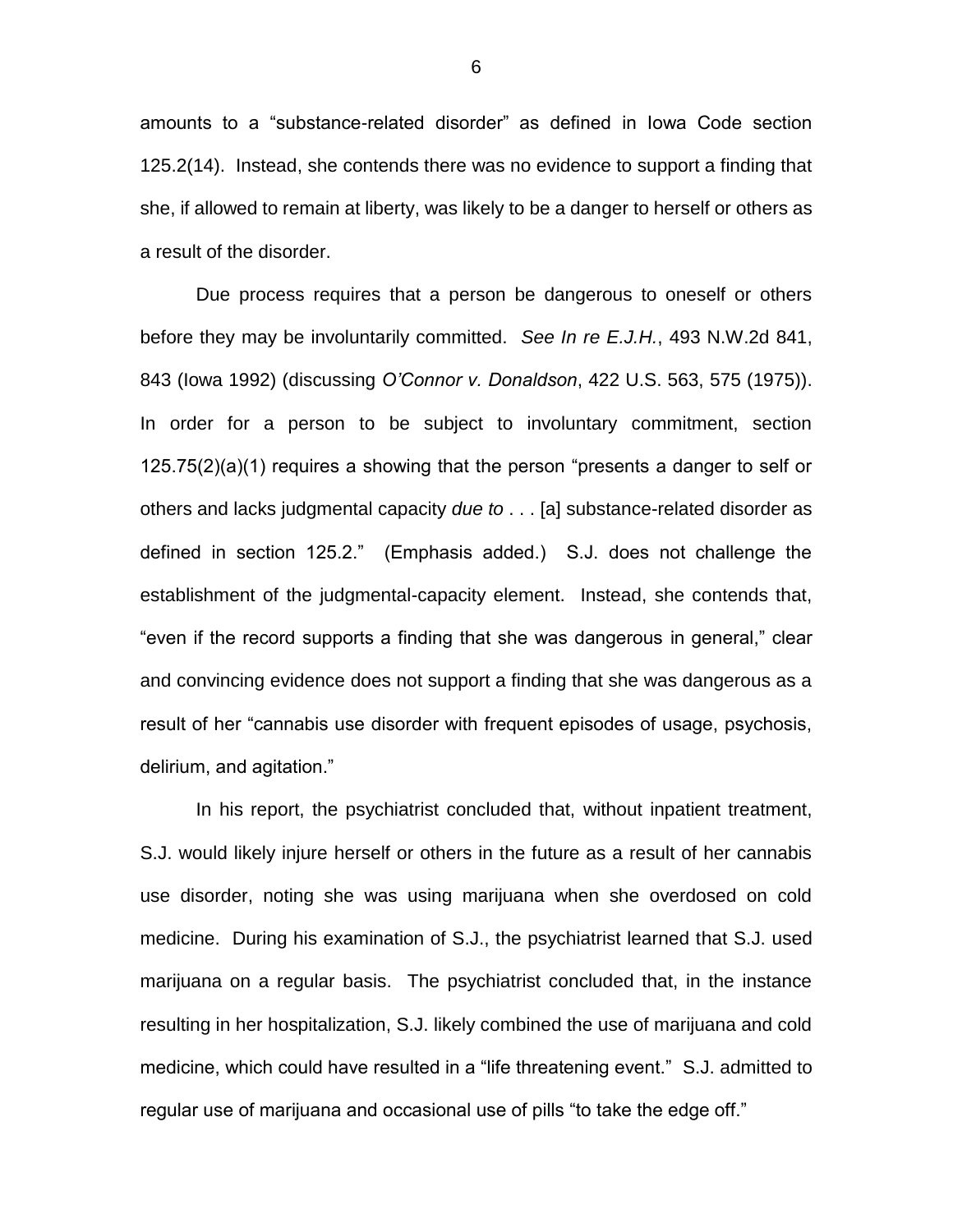amounts to a "substance-related disorder" as defined in Iowa Code section 125.2(14). Instead, she contends there was no evidence to support a finding that she, if allowed to remain at liberty, was likely to be a danger to herself or others as a result of the disorder.

Due process requires that a person be dangerous to oneself or others before they may be involuntarily committed. *See In re E.J.H.*, 493 N.W.2d 841, 843 (Iowa 1992) (discussing *O'Connor v. Donaldson*, 422 U.S. 563, 575 (1975)). In order for a person to be subject to involuntary commitment, section 125.75(2)(a)(1) requires a showing that the person "presents a danger to self or others and lacks judgmental capacity *due to* . . . [a] substance-related disorder as defined in section 125.2." (Emphasis added.) S.J. does not challenge the establishment of the judgmental-capacity element. Instead, she contends that, "even if the record supports a finding that she was dangerous in general," clear and convincing evidence does not support a finding that she was dangerous as a result of her "cannabis use disorder with frequent episodes of usage, psychosis, delirium, and agitation."

In his report, the psychiatrist concluded that, without inpatient treatment, S.J. would likely injure herself or others in the future as a result of her cannabis use disorder, noting she was using marijuana when she overdosed on cold medicine. During his examination of S.J., the psychiatrist learned that S.J. used marijuana on a regular basis. The psychiatrist concluded that, in the instance resulting in her hospitalization, S.J. likely combined the use of marijuana and cold medicine, which could have resulted in a "life threatening event." S.J. admitted to regular use of marijuana and occasional use of pills "to take the edge off."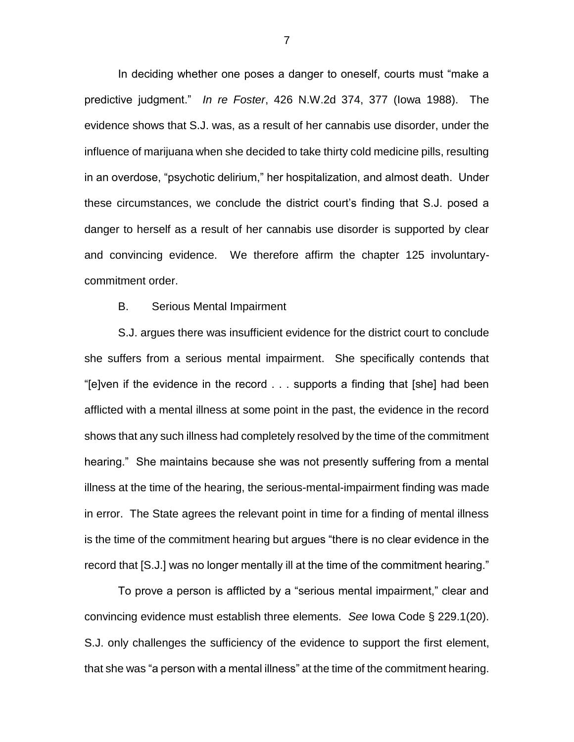In deciding whether one poses a danger to oneself, courts must "make a predictive judgment." *In re Foster*, 426 N.W.2d 374, 377 (Iowa 1988). The evidence shows that S.J. was, as a result of her cannabis use disorder, under the influence of marijuana when she decided to take thirty cold medicine pills, resulting in an overdose, "psychotic delirium," her hospitalization, and almost death. Under these circumstances, we conclude the district court's finding that S.J. posed a danger to herself as a result of her cannabis use disorder is supported by clear and convincing evidence. We therefore affirm the chapter 125 involuntary-commitment order.

B. Serious Mental Impairment

S.J. argues there was insufficient evidence for the district court to conclude she suffers from a serious mental impairment. She specifically contends that "[e]ven if the evidence in the record . . . supports a finding that [she] had been afflicted with a mental illness at some point in the past, the evidence in the record shows that any such illness had completely resolved by the time of the commitment hearing." She maintains because she was not presently suffering from a mental illness at the time of the hearing, the serious-mental-impairment finding was made in error. The State agrees the relevant point in time for a finding of mental illness is the time of the commitment hearing but argues "there is no clear evidence in the record that [S.J.] was no longer mentally ill at the time of the commitment hearing."

To prove a person is afflicted by a "serious mental impairment," clear and convincing evidence must establish three elements. *See* Iowa Code § 229.1(20). S.J. only challenges the sufficiency of the evidence to support the first element, that she was "a person with a mental illness" at the time of the commitment hearing.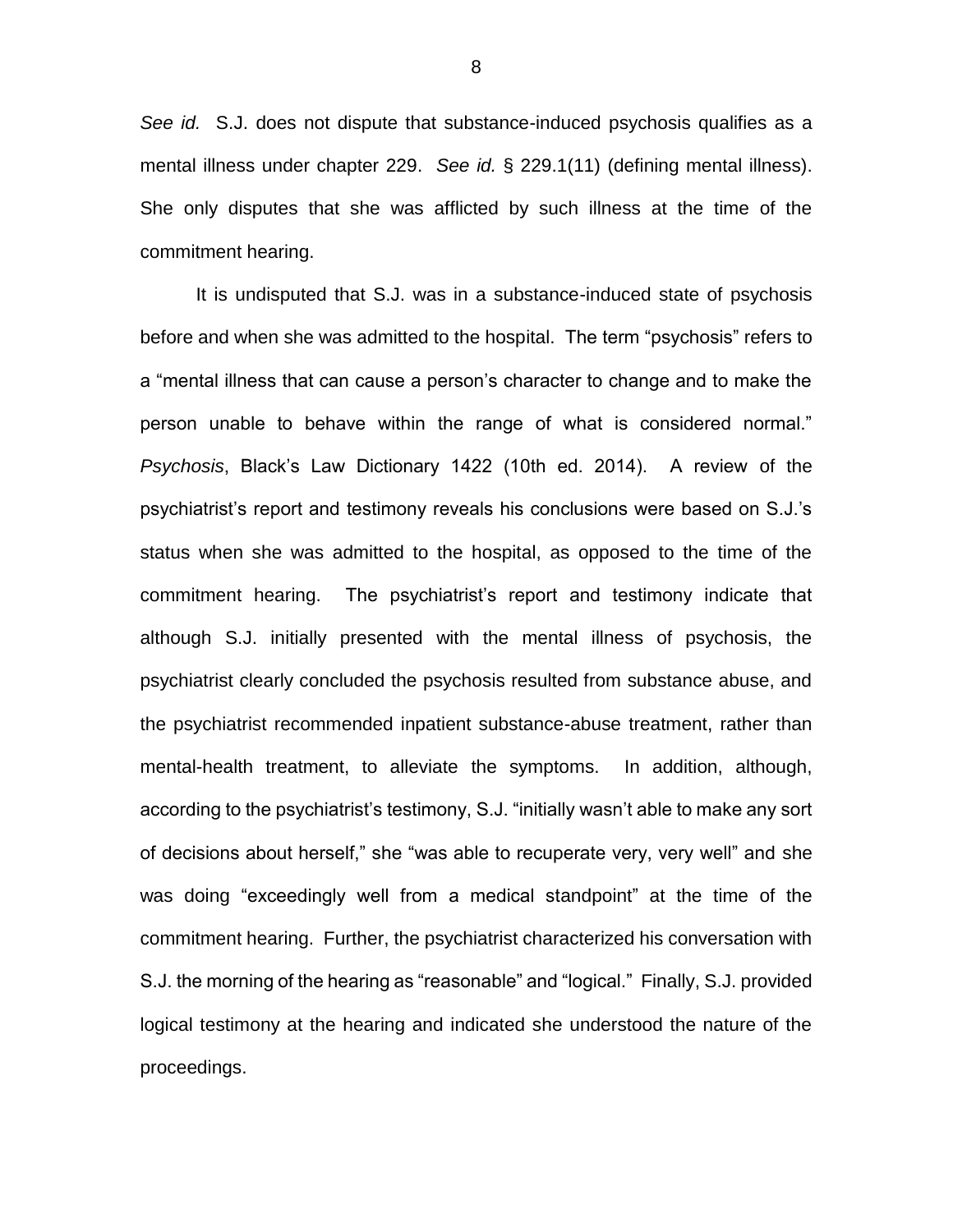*See id.* S.J. does not dispute that substance-induced psychosis qualifies as a mental illness under chapter 229. *See id.* § 229.1(11) (defining mental illness). She only disputes that she was afflicted by such illness at the time of the commitment hearing.

It is undisputed that S.J. was in a substance-induced state of psychosis before and when she was admitted to the hospital. The term "psychosis" refers to a "mental illness that can cause a person's character to change and to make the person unable to behave within the range of what is considered normal." *Psychosis*, Black's Law Dictionary 1422 (10th ed. 2014). A review of the psychiatrist's report and testimony reveals his conclusions were based on S.J.'s status when she was admitted to the hospital, as opposed to the time of the commitment hearing. The psychiatrist's report and testimony indicate that although S.J. initially presented with the mental illness of psychosis, the psychiatrist clearly concluded the psychosis resulted from substance abuse, and the psychiatrist recommended inpatient substance-abuse treatment, rather than mental-health treatment, to alleviate the symptoms. In addition, although, according to the psychiatrist's testimony, S.J. "initially wasn't able to make any sort of decisions about herself," she "was able to recuperate very, very well" and she was doing "exceedingly well from a medical standpoint" at the time of the commitment hearing. Further, the psychiatrist characterized his conversation with S.J. the morning of the hearing as "reasonable" and "logical." Finally, S.J. provided logical testimony at the hearing and indicated she understood the nature of the proceedings.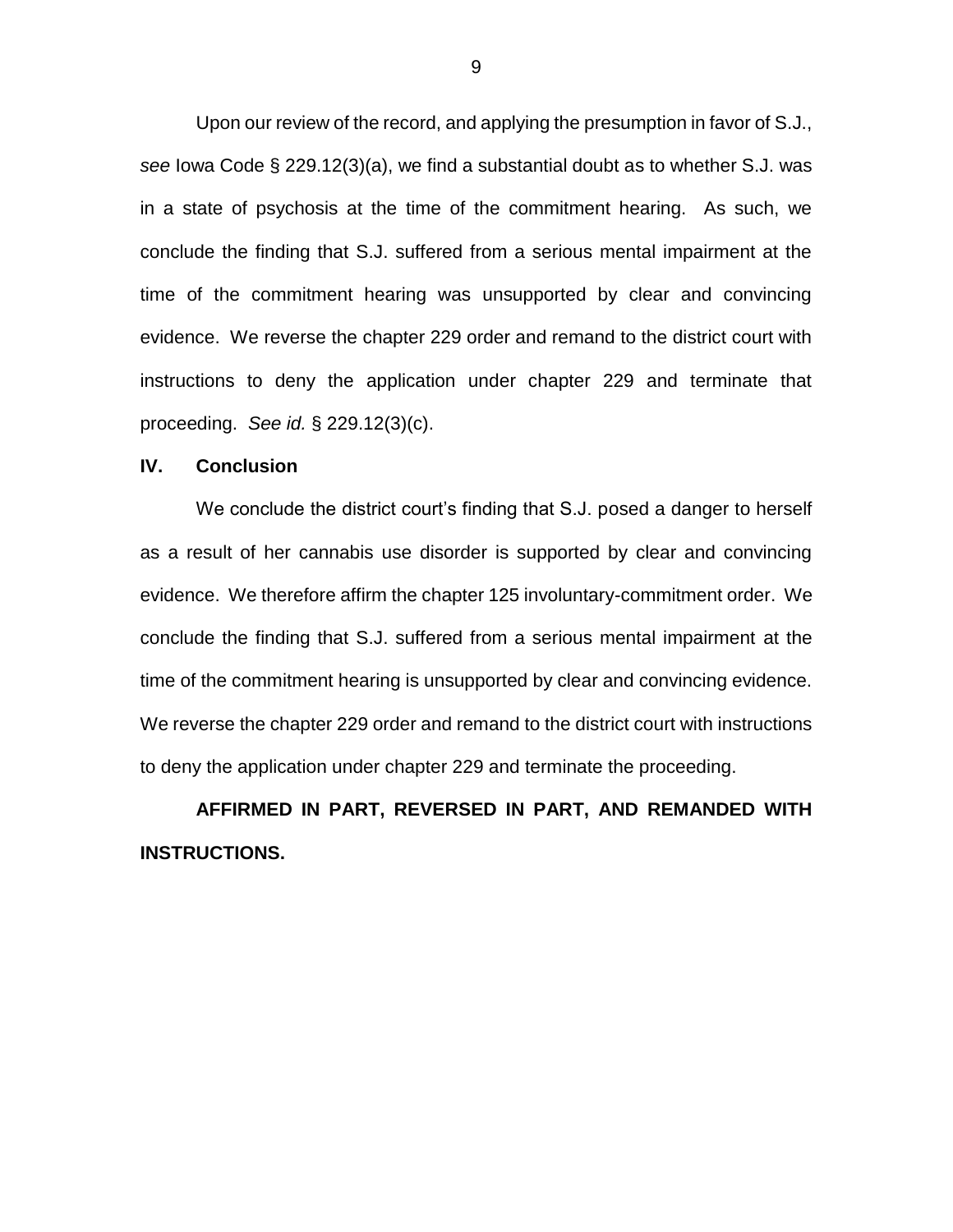Upon our review of the record, and applying the presumption in favor of S.J., *see* Iowa Code § 229.12(3)(a), we find a substantial doubt as to whether S.J. was in a state of psychosis at the time of the commitment hearing. As such, we conclude the finding that S.J. suffered from a serious mental impairment at the time of the commitment hearing was unsupported by clear and convincing evidence. We reverse the chapter 229 order and remand to the district court with instructions to deny the application under chapter 229 and terminate that proceeding. *See id.* § 229.12(3)(c).

## IV. Conclusion

We conclude the district court's finding that S.J. posed a danger to herself as a result of her cannabis use disorder is supported by clear and convincing evidence. We therefore affirm the chapter 125 involuntary-commitment order. We conclude the finding that S.J. suffered from a serious mental impairment at the time of the commitment hearing is unsupported by clear and convincing evidence. We reverse the chapter 229 order and remand to the district court with instructions to deny the application under chapter 229 and terminate the proceeding.

**AFFIRMED IN PART, REVERSED IN PART, AND REMANDED WITH INSTRUCTIONS.**